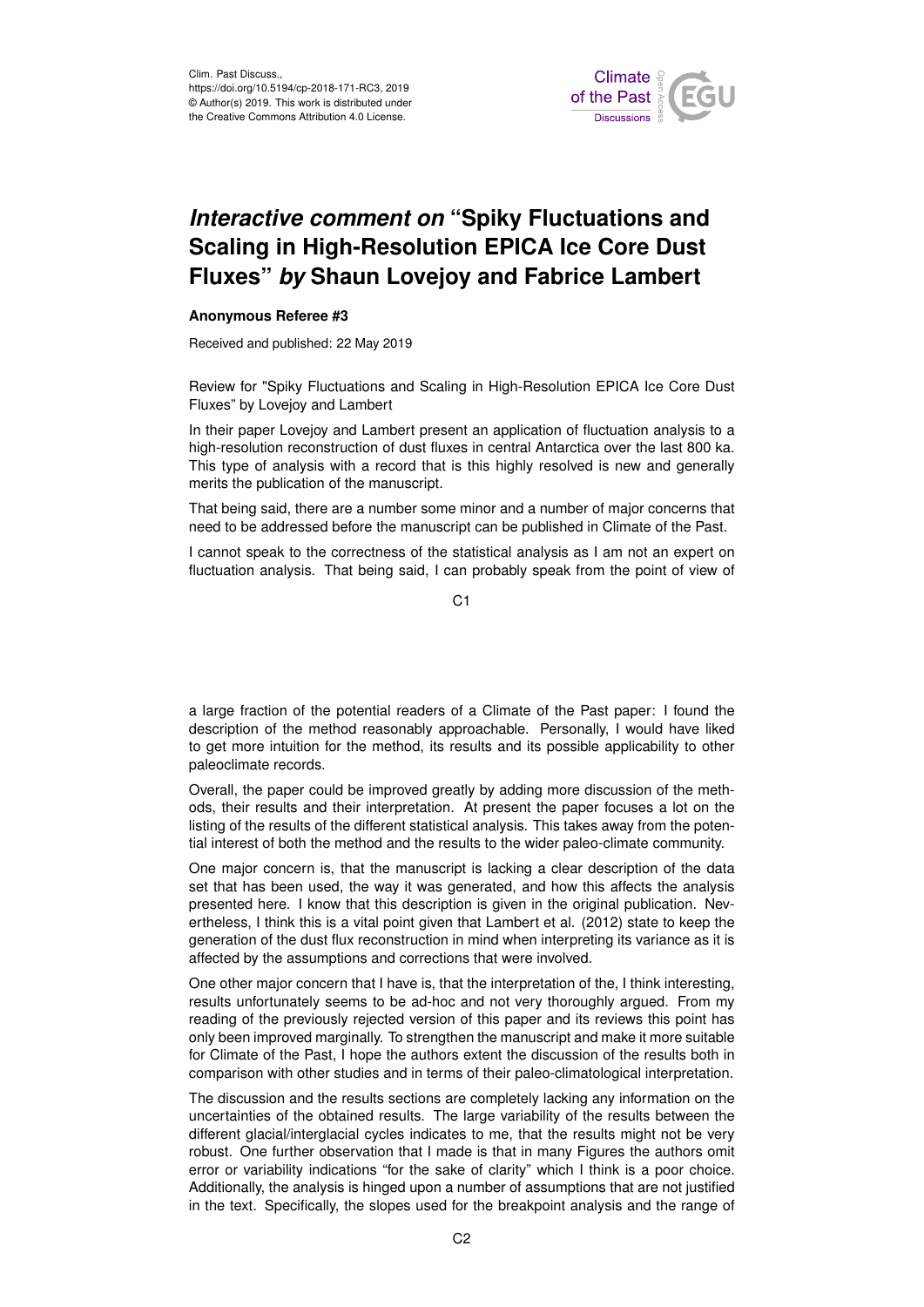Clim. Past Discuss.,
https://doi.org/10.5194/cp-2018-171-RC3, 2019
© Author(s) 2019. This work is distributed under
the Creative Commons Attribution 4.0 License.

# *Interactive comment on* "Spiky Fluctuations and Scaling in High-Resolution EPICA Ice Core Dust Fluxes" *by* Shaun Lovejoy and Fabrice Lambert

**Anonymous Referee #3**

Received and published: 22 May 2019

Review for "Spiky Fluctuations and Scaling in High-Resolution EPICA Ice Core Dust Fluxes" by Lovejoy and Lambert

In their paper Lovejoy and Lambert present an application of fluctuation analysis to a high-resolution reconstruction of dust fluxes in central Antarctica over the last 800 ka. This type of analysis with a record that is this highly resolved is new and generally merits the publication of the manuscript.

That being said, there are a number some minor and a number of major concerns that need to be addressed before the manuscript can be published in Climate of the Past.

I cannot speak to the correctness of the statistical analysis as I am not an expert on fluctuation analysis. That being said, I can probably speak from the point of view of a large fraction of the potential readers of a Climate of the Past paper: I found the description of the method reasonably approachable. Personally, I would have liked to get more intuition for the method, its results and its possible applicability to other paleoclimate records.

Overall, the paper could be improved greatly by adding more discussion of the methods, their results and their interpretation. At present the paper focuses a lot on the listing of the results of the different statistical analysis. This takes away from the potential interest of both the method and the results to the wider paleo-climate community.

One major concern is, that the manuscript is lacking a clear description of the data set that has been used, the way it was generated, and how this affects the analysis presented here. I know that this description is given in the original publication. Nevertheless, I think this is a vital point given that Lambert et al. (2012) state to keep the generation of the dust flux reconstruction in mind when interpreting its variance as it is affected by the assumptions and corrections that were involved.

One other major concern that I have is, that the interpretation of the, I think interesting, results unfortunately seems to be ad-hoc and not very thoroughly argued. From my reading of the previously rejected version of this paper and its reviews this point has only been improved marginally. To strengthen the manuscript and make it more suitable for Climate of the Past, I hope the authors extent the discussion of the results both in comparison with other studies and in terms of their paleo-climatological interpretation.

The discussion and the results sections are completely lacking any information on the uncertainties of the obtained results. The large variability of the results between the different glacial/interglacial cycles indicates to me, that the results might not be very robust. One further observation that I made is that in many Figures the authors omit error or variability indications "for the sake of clarity" which I think is a poor choice. Additionally, the analysis is hinged upon a number of assumptions that are not justified in the text. Specifically, the slopes used for the breakpoint analysis and the range of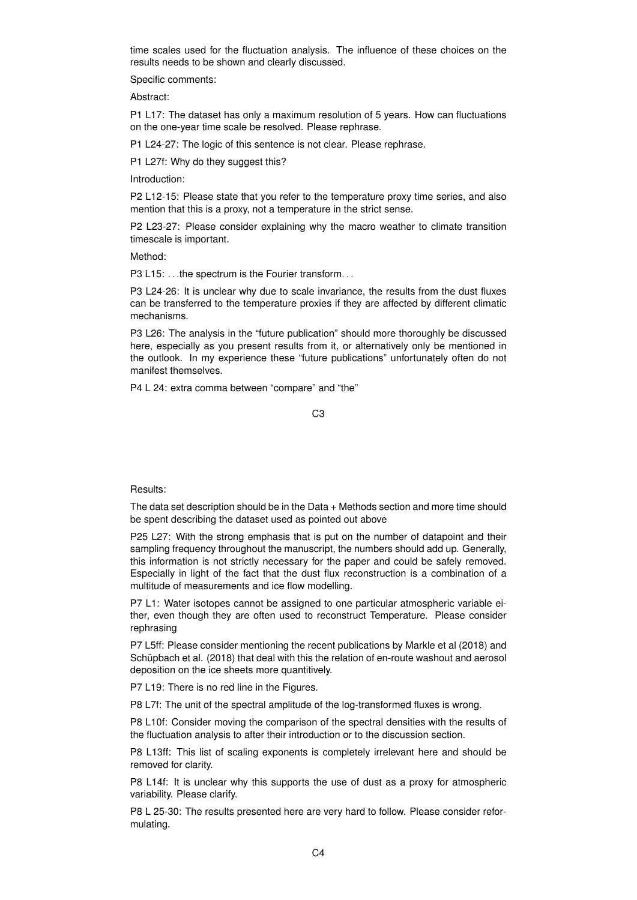time scales used for the fluctuation analysis. The influence of these choices on the results needs to be shown and clearly discussed.

Specific comments:

Abstract:

P1 L17: The dataset has only a maximum resolution of 5 years. How can fluctuations on the one-year time scale be resolved. Please rephrase.

P1 L24-27: The logic of this sentence is not clear. Please rephrase.

P1 L27f: Why do they suggest this?

Introduction:

P2 L12-15: Please state that you refer to the temperature proxy time series, and also mention that this is a proxy, not a temperature in the strict sense.

P2 L23-27: Please consider explaining why the macro weather to climate transition timescale is important.

Method:

P3 L15: . . .the spectrum is the Fourier transform. . .

P3 L24-26: It is unclear why due to scale invariance, the results from the dust fluxes can be transferred to the temperature proxies if they are affected by different climatic mechanisms.

P3 L26: The analysis in the "future publication" should more thoroughly be discussed here, especially as you present results from it, or alternatively only be mentioned in the outlook. In my experience these "future publications" unfortunately often do not manifest themselves.

P4 L 24: extra comma between "compare" and "the"

Results:

The data set description should be in the Data + Methods section and more time should be spent describing the dataset used as pointed out above

P25 L27: With the strong emphasis that is put on the number of datapoint and their sampling frequency throughout the manuscript, the numbers should add up. Generally, this information is not strictly necessary for the paper and could be safely removed. Especially in light of the fact that the dust flux reconstruction is a combination of a multitude of measurements and ice flow modelling.

P7 L1: Water isotopes cannot be assigned to one particular atmospheric variable either, even though they are often used to reconstruct Temperature. Please consider rephrasing

P7 L5ff: Please consider mentioning the recent publications by Markle et al (2018) and Schüpbach et al. (2018) that deal with this relation of en-route washout and aerosol deposition on the ice sheets more quantitively.

P7 L19: There is no red line in the Figures.

P8 L7f: The unit of the spectral amplitude of the log-transformed fluxes is wrong.

P8 L10f: Consider moving the comparison of the spectral densities with the results of the fluctuation analysis to after their introduction or to the discussion section.

P8 L13ff: This list of scaling exponents is completely irrelevant here and should be removed for clarity.

P8 L14f: It is unclear why this supports the use of dust as a proxy for atmospheric variability. Please clarify.

P8 L 25-30: The results presented here are very hard to follow. Please consider reformulating.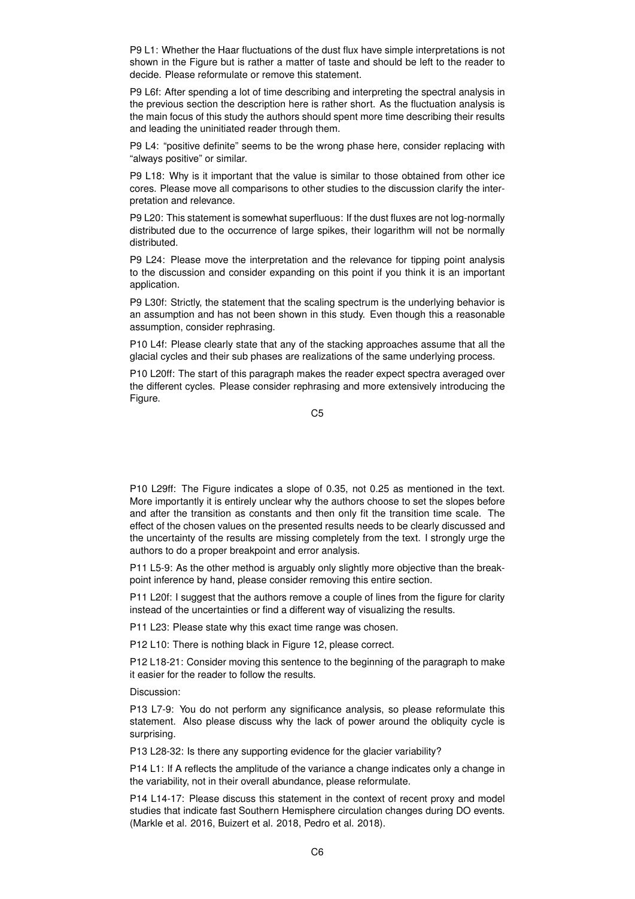P9 L1: Whether the Haar fluctuations of the dust flux have simple interpretations is not shown in the Figure but is rather a matter of taste and should be left to the reader to decide. Please reformulate or remove this statement.

P9 L6f: After spending a lot of time describing and interpreting the spectral analysis in the previous section the description here is rather short. As the fluctuation analysis is the main focus of this study the authors should spent more time describing their results and leading the uninitiated reader through them.

P9 L4: "positive definite" seems to be the wrong phase here, consider replacing with "always positive" or similar.

P9 L18: Why is it important that the value is similar to those obtained from other ice cores. Please move all comparisons to other studies to the discussion clarify the interpretation and relevance.

P9 L20: This statement is somewhat superfluous: If the dust fluxes are not log-normally distributed due to the occurrence of large spikes, their logarithm will not be normally distributed.

P9 L24: Please move the interpretation and the relevance for tipping point analysis to the discussion and consider expanding on this point if you think it is an important application.

P9 L30f: Strictly, the statement that the scaling spectrum is the underlying behavior is an assumption and has not been shown in this study. Even though this a reasonable assumption, consider rephrasing.

P10 L4f: Please clearly state that any of the stacking approaches assume that all the glacial cycles and their sub phases are realizations of the same underlying process.

P10 L20ff: The start of this paragraph makes the reader expect spectra averaged over the different cycles. Please consider rephrasing and more extensively introducing the Figure.

P10 L29ff: The Figure indicates a slope of 0.35, not 0.25 as mentioned in the text. More importantly it is entirely unclear why the authors choose to set the slopes before and after the transition as constants and then only fit the transition time scale. The effect of the chosen values on the presented results needs to be clearly discussed and the uncertainty of the results are missing completely from the text. I strongly urge the authors to do a proper breakpoint and error analysis.

P11 L5-9: As the other method is arguably only slightly more objective than the breakpoint inference by hand, please consider removing this entire section.

P11 L20f: I suggest that the authors remove a couple of lines from the figure for clarity instead of the uncertainties or find a different way of visualizing the results.

P11 L23: Please state why this exact time range was chosen.

P12 L10: There is nothing black in Figure 12, please correct.

P12 L18-21: Consider moving this sentence to the beginning of the paragraph to make it easier for the reader to follow the results.

Discussion:

P13 L7-9: You do not perform any significance analysis, so please reformulate this statement. Also please discuss why the lack of power around the obliquity cycle is surprising.

P13 L28-32: Is there any supporting evidence for the glacier variability?

P14 L1: If A reflects the amplitude of the variance a change indicates only a change in the variability, not in their overall abundance, please reformulate.

P14 L14-17: Please discuss this statement in the context of recent proxy and model studies that indicate fast Southern Hemisphere circulation changes during DO events. (Markle et al. 2016, Buizert et al. 2018, Pedro et al. 2018).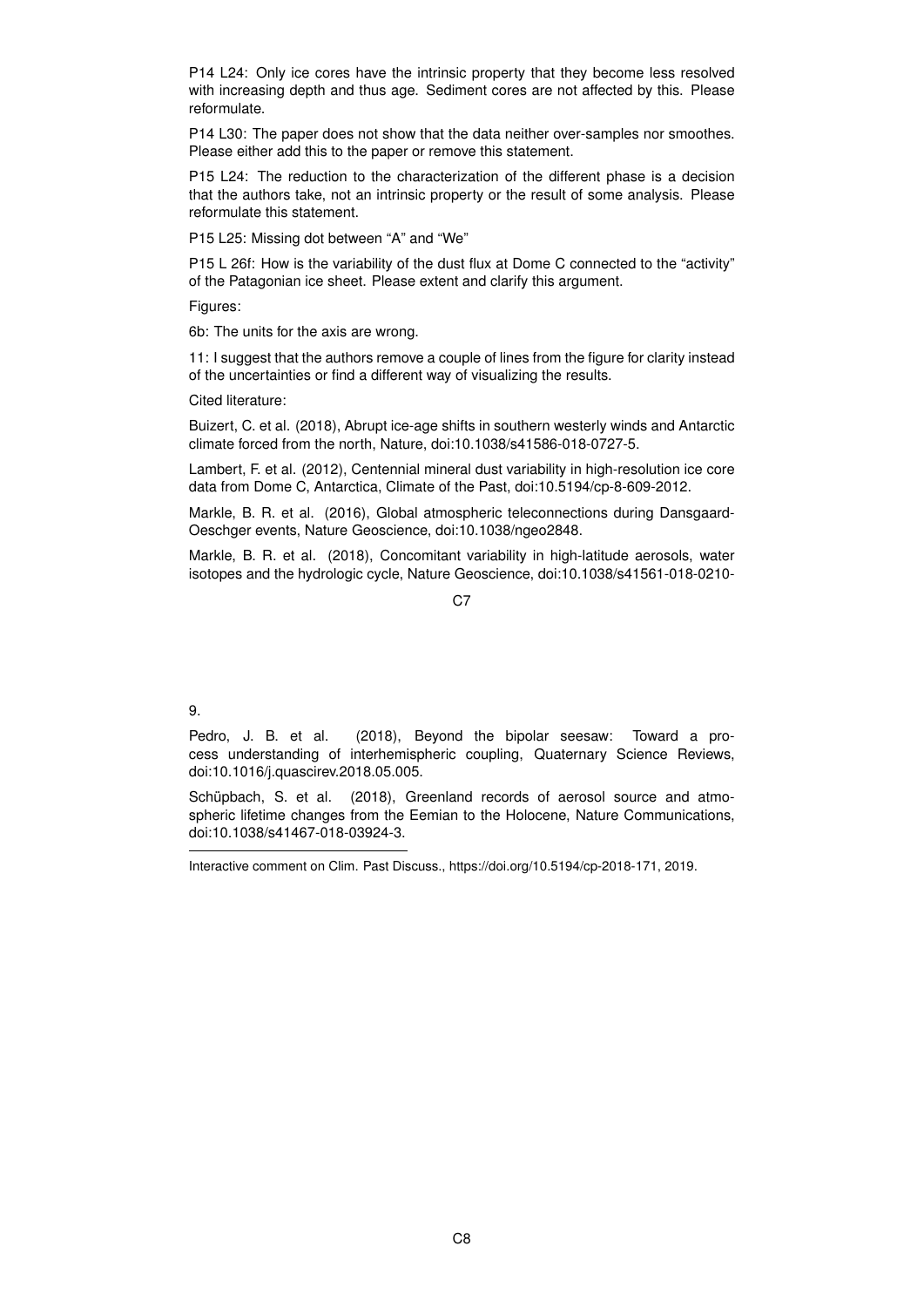P14 L24: Only ice cores have the intrinsic property that they become less resolved with increasing depth and thus age. Sediment cores are not affected by this. Please reformulate.

P14 L30: The paper does not show that the data neither over-samples nor smoothes. Please either add this to the paper or remove this statement.

P15 L24: The reduction to the characterization of the different phase is a decision that the authors take, not an intrinsic property or the result of some analysis. Please reformulate this statement.

P15 L25: Missing dot between "A" and "We"

P15 L 26f: How is the variability of the dust flux at Dome C connected to the "activity" of the Patagonian ice sheet. Please extent and clarify this argument.

Figures:

6b: The units for the axis are wrong.

11: I suggest that the authors remove a couple of lines from the figure for clarity instead of the uncertainties or find a different way of visualizing the results.

Cited literature:

Buizert, C. et al. (2018), Abrupt ice-age shifts in southern westerly winds and Antarctic climate forced from the north, Nature, doi:10.1038/s41586-018-0727-5.

Lambert, F. et al. (2012), Centennial mineral dust variability in high-resolution ice core data from Dome C, Antarctica, Climate of the Past, doi:10.5194/cp-8-609-2012.

Markle, B. R. et al. (2016), Global atmospheric teleconnections during Dansgaard-Oeschger events, Nature Geoscience, doi:10.1038/ngeo2848.

Markle, B. R. et al. (2018), Concomitant variability in high-latitude aerosols, water isotopes and the hydrologic cycle, Nature Geoscience, doi:10.1038/s41561-018-0210-9.

Pedro, J. B. et al. (2018), Beyond the bipolar seesaw: Toward a process understanding of interhemispheric coupling, Quaternary Science Reviews, doi:10.1016/j.quascirev.2018.05.005.

Schüpbach, S. et al. (2018), Greenland records of aerosol source and atmospheric lifetime changes from the Eemian to the Holocene, Nature Communications, doi:10.1038/s41467-018-03924-3.

Interactive comment on Clim. Past Discuss., https://doi.org/10.5194/cp-2018-171, 2019.